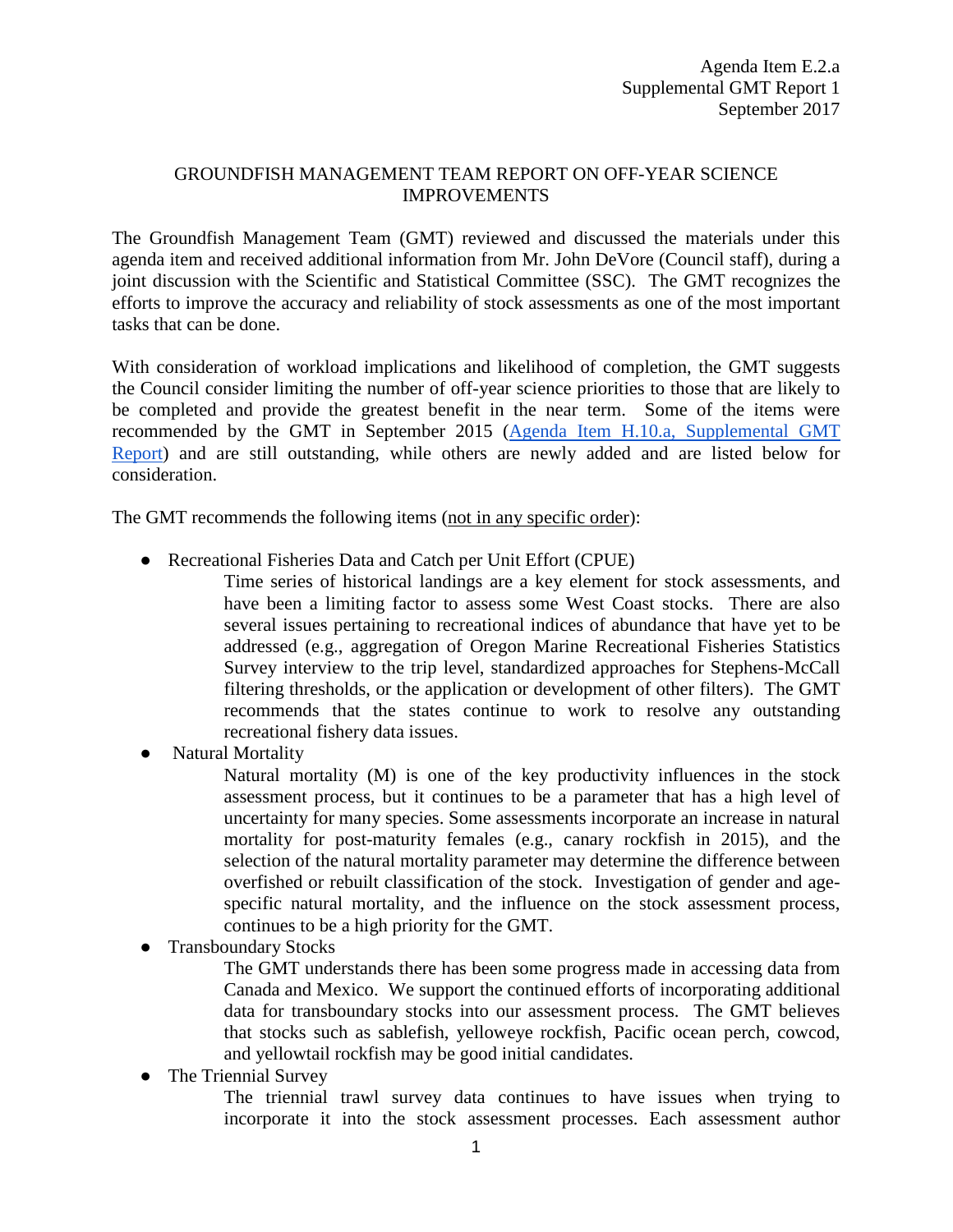Agenda Item E.2.a
Supplemental GMT Report 1
September 2017

# GROUNDFISH MANAGEMENT TEAM REPORT ON OFF-YEAR SCIENCE IMPROVEMENTS

The Groundfish Management Team (GMT) reviewed and discussed the materials under this agenda item and received additional information from Mr. John DeVore (Council staff), during a joint discussion with the Scientific and Statistical Committee (SSC). The GMT recognizes the efforts to improve the accuracy and reliability of stock assessments as one of the most important tasks that can be done.

With consideration of workload implications and likelihood of completion, the GMT suggests the Council consider limiting the number of off-year science priorities to those that are likely to be completed and provide the greatest benefit in the near term. Some of the items were recommended by the GMT in September 2015 (Agenda Item H.10.a, Supplemental GMT Report) and are still outstanding, while others are newly added and are listed below for consideration.

The GMT recommends the following items (not in any specific order):

- Recreational Fisheries Data and Catch per Unit Effort (CPUE)

  Time series of historical landings are a key element for stock assessments, and have been a limiting factor to assess some West Coast stocks. There are also several issues pertaining to recreational indices of abundance that have yet to be addressed (e.g., aggregation of Oregon Marine Recreational Fisheries Statistics Survey interview to the trip level, standardized approaches for Stephens-McCall filtering thresholds, or the application or development of other filters). The GMT recommends that the states continue to work to resolve any outstanding recreational fishery data issues.

- Natural Mortality

  Natural mortality (M) is one of the key productivity influences in the stock assessment process, but it continues to be a parameter that has a high level of uncertainty for many species. Some assessments incorporate an increase in natural mortality for post-maturity females (e.g., canary rockfish in 2015), and the selection of the natural mortality parameter may determine the difference between overfished or rebuilt classification of the stock. Investigation of gender and age-specific natural mortality, and the influence on the stock assessment process, continues to be a high priority for the GMT.

- Transboundary Stocks

  The GMT understands there has been some progress made in accessing data from Canada and Mexico. We support the continued efforts of incorporating additional data for transboundary stocks into our assessment process. The GMT believes that stocks such as sablefish, yelloweye rockfish, Pacific ocean perch, cowcod, and yellowtail rockfish may be good initial candidates.

- The Triennial Survey

  The triennial trawl survey data continues to have issues when trying to incorporate it into the stock assessment processes. Each assessment author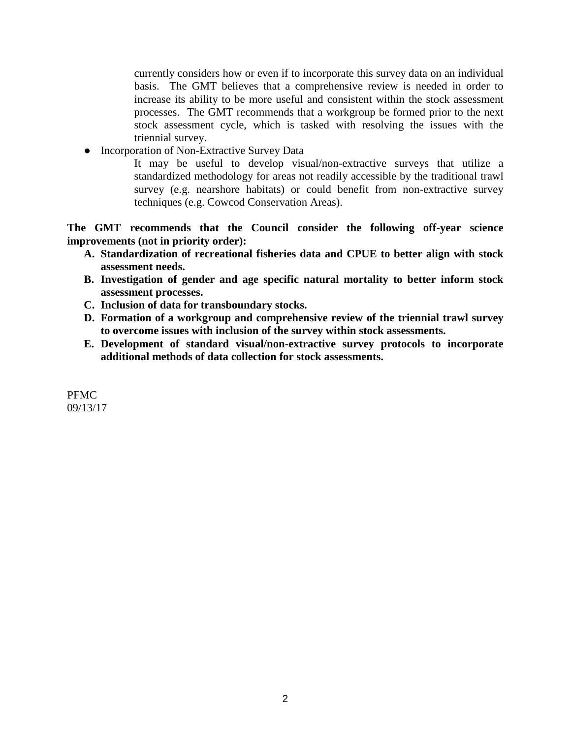currently considers how or even if to incorporate this survey data on an individual basis. The GMT believes that a comprehensive review is needed in order to increase its ability to be more useful and consistent within the stock assessment processes. The GMT recommends that a workgroup be formed prior to the next stock assessment cycle, which is tasked with resolving the issues with the triennial survey.

- Incorporation of Non-Extractive Survey Data

  It may be useful to develop visual/non-extractive surveys that utilize a standardized methodology for areas not readily accessible by the traditional trawl survey (e.g. nearshore habitats) or could benefit from non-extractive survey techniques (e.g. Cowcod Conservation Areas).

**The GMT recommends that the Council consider the following off-year science improvements (not in priority order):**

- **A. Standardization of recreational fisheries data and CPUE to better align with stock assessment needs.**
- **B. Investigation of gender and age specific natural mortality to better inform stock assessment processes.**
- **C. Inclusion of data for transboundary stocks.**
- **D. Formation of a workgroup and comprehensive review of the triennial trawl survey to overcome issues with inclusion of the survey within stock assessments.**
- **E. Development of standard visual/non-extractive survey protocols to incorporate additional methods of data collection for stock assessments.**

PFMC
09/13/17